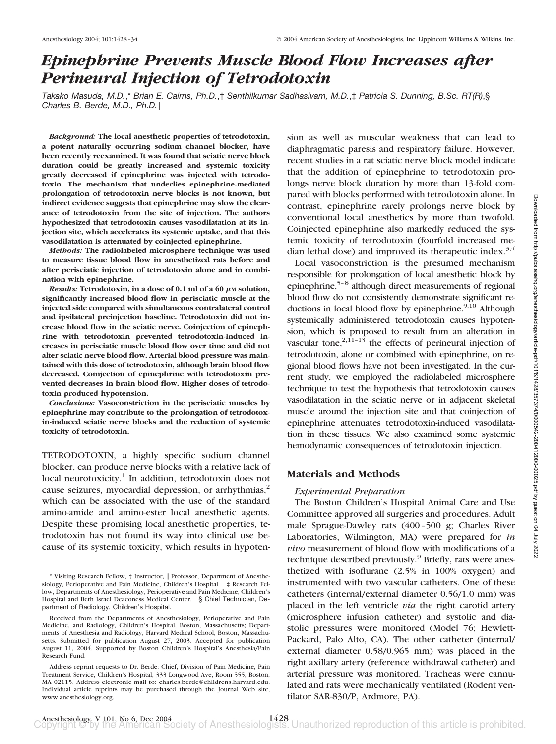# *Epinephrine Prevents Muscle Blood Flow Increases after Perineural Injection of Tetrodotoxin*

*Takako Masuda, M.D.,\* Brian E. Cairns, Ph.D.,† Senthilkumar Sadhasivam, M.D.,‡ Patricia S. Dunning, B.Sc. RT(R),§ Charles B. Berde, M.D., Ph.D.‖*

***Background:*** **The local anesthetic properties of tetrodotoxin, a potent naturally occurring sodium channel blocker, have been recently reexamined. It was found that sciatic nerve block duration could be greatly increased and systemic toxicity greatly decreased if epinephrine was injected with tetrodotoxin. The mechanism that underlies epinephrine-mediated prolongation of tetrodotoxin nerve blocks is not known, but indirect evidence suggests that epinephrine may slow the clearance of tetrodotoxin from the site of injection. The authors hypothesized that tetrodotoxin causes vasodilatation at its injection site, which accelerates its systemic uptake, and that this vasodilatation is attenuated by coinjected epinephrine.**

***Methods:*** **The radiolabeled microsphere technique was used to measure tissue blood flow in anesthetized rats before and after perisciatic injection of tetrodotoxin alone and in combination with epinephrine.**

***Results:*** **Tetrodotoxin, in a dose of 0.1 ml of a 60 $\mu$M solution, significantly increased blood flow in perisciatic muscle at the injected side compared with simultaneous contralateral control and ipsilateral preinjection baseline. Tetrodotoxin did not increase blood flow in the sciatic nerve. Coinjection of epinephrine with tetrodotoxin prevented tetrodotoxin-induced increases in perisciatic muscle blood flow over time and did not alter sciatic nerve blood flow. Arterial blood pressure was maintained with this dose of tetrodotoxin, although brain blood flow decreased. Coinjection of epinephrine with tetrodotoxin prevented decreases in brain blood flow. Higher doses of tetrodotoxin produced hypotension.**

***Conclusions:*** **Vasoconstriction in the perisciatic muscles by epinephrine may contribute to the prolongation of tetrodotoxin-induced sciatic nerve blocks and the reduction of systemic toxicity of tetrodotoxin.**

TETRODOTOXIN, a highly specific sodium channel blocker, can produce nerve blocks with a relative lack of local neurotoxicity.[1] In addition, tetrodotoxin does not cause seizures, myocardial depression, or arrhythmias,[2] which can be associated with the use of the standard amino-amide and amino-ester local anesthetic agents. Despite these promising local anesthetic properties, tetrodotoxin has not found its way into clinical use because of its systemic toxicity, which results in hypotension as well as muscular weakness that can lead to diaphragmatic paresis and respiratory failure. However, recent studies in a rat sciatic nerve block model indicate that the addition of epinephrine to tetrodotoxin prolongs nerve block duration by more than 13-fold compared with blocks performed with tetrodotoxin alone. In contrast, epinephrine rarely prolongs nerve block by conventional local anesthetics by more than twofold. Coinjected epinephrine also markedly reduced the systemic toxicity of tetrodotoxin (fourfold increased median lethal dose) and improved its therapeutic index.[3,4]

Local vasoconstriction is the presumed mechanism responsible for prolongation of local anesthetic block by epinephrine,[5–8] although direct measurements of regional blood flow do not consistently demonstrate significant reductions in local blood flow by epinephrine.[9,10] Although systemically administered tetrodotoxin causes hypotension, which is proposed to result from an alteration in vascular tone,[2,11–13] the effects of perineural injection of tetrodotoxin, alone or combined with epinephrine, on regional blood flows have not been investigated. In the current study, we employed the radiolabeled microsphere technique to test the hypothesis that tetrodotoxin causes vasodilatation in the sciatic nerve or in adjacent skeletal muscle around the injection site and that coinjection of epinephrine attenuates tetrodotoxin-induced vasodilatation in these tissues. We also examined some systemic hemodynamic consequences of tetrodotoxin injection.

## Materials and Methods

### *Experimental Preparation*

The Boston Children's Hospital Animal Care and Use Committee approved all surgeries and procedures. Adult male Sprague-Dawley rats (400–500 g; Charles River Laboratories, Wilmington, MA) were prepared for *in vivo* measurement of blood flow with modifications of a technique described previously.[9] Briefly, rats were anesthetized with isoflurane (2.5% in 100% oxygen) and instrumented with two vascular catheters. One of these catheters (internal/external diameter 0.56/1.0 mm) was placed in the left ventricle *via* the right carotid artery (microsphere infusion catheter) and systolic and diastolic pressures were monitored (Model 76; Hewlett-Packard, Palo Alto, CA). The other catheter (internal/external diameter 0.58/0.965 mm) was placed in the right axillary artery (reference withdrawal catheter) and arterial pressure was monitored. Tracheas were cannulated and rats were mechanically ventilated (Rodent ventilator SAR-830/P, Ardmore, PA).

---

\* Visiting Research Fellow, † Instructor, ‖ Professor, Department of Anesthesiology, Perioperative and Pain Medicine, Children's Hospital. ‡ Research Fellow, Departments of Anesthesiology, Perioperative and Pain Medicine, Children's Hospital and Beth Israel Deaconess Medical Center. § Chief Technician, Department of Radiology, Children's Hospital.

Received from the Departments of Anesthesiology, Perioperative and Pain Medicine, and Radiology, Children's Hospital, Boston, Massachusetts; Departments of Anesthesia and Radiology, Harvard Medical School, Boston, Massachusetts. Submitted for publication August 27, 2003. Accepted for publication August 11, 2004. Supported by Boston Children's Hospital's Anesthesia/Pain Research Fund.

Address reprint requests to Dr. Berde: Chief, Division of Pain Medicine, Pain Treatment Service, Children's Hospital, 333 Longwood Ave, Room 555, Boston, MA 02115. Address electronic mail to: charles.berde@childrens.harvard.edu. Individual article reprints may be purchased through the Journal Web site, www.anesthesiology.org.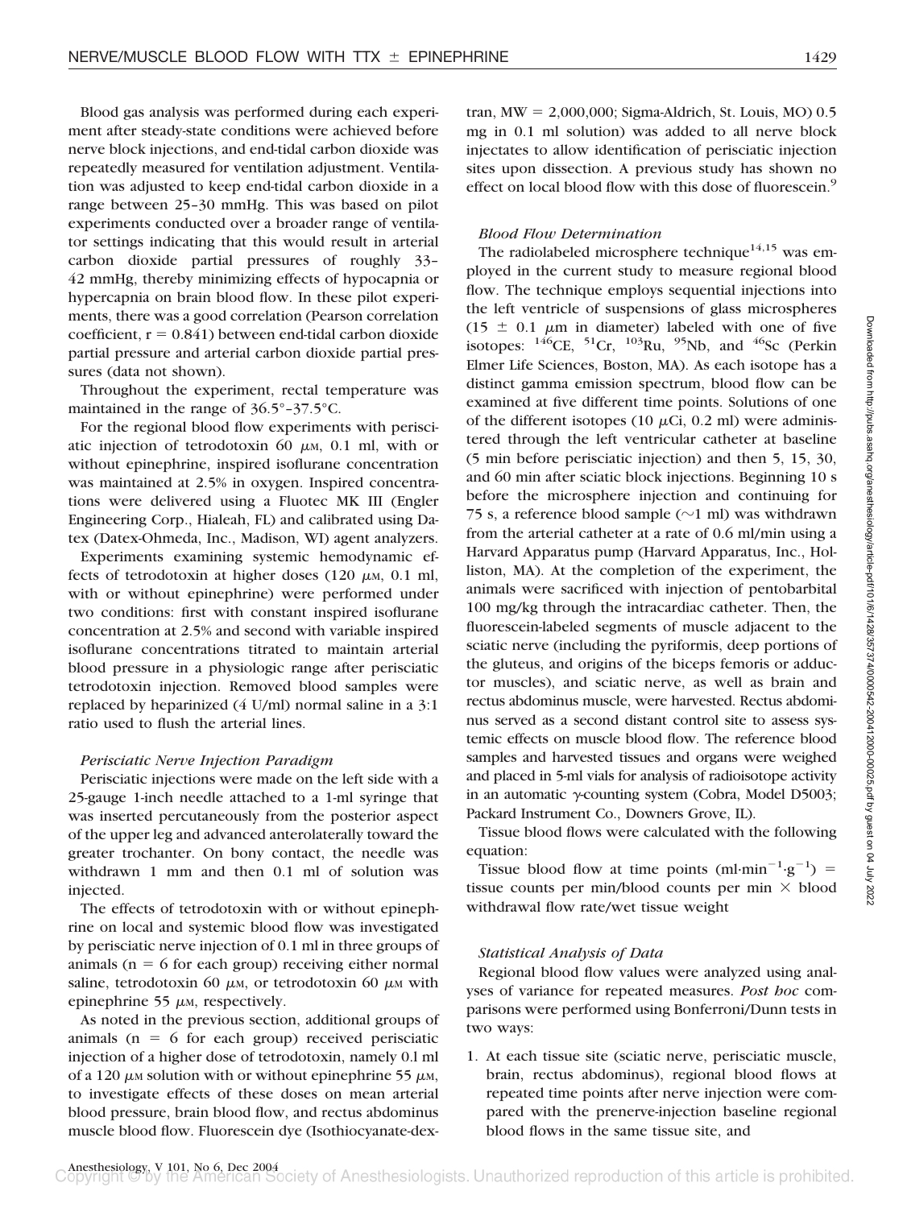Blood gas analysis was performed during each experiment after steady-state conditions were achieved before nerve block injections, and end-tidal carbon dioxide was repeatedly measured for ventilation adjustment. Ventilation was adjusted to keep end-tidal carbon dioxide in a range between 25–30 mmHg. This was based on pilot experiments conducted over a broader range of ventilator settings indicating that this would result in arterial carbon dioxide partial pressures of roughly 33–42 mmHg, thereby minimizing effects of hypocapnia or hypercapnia on brain blood flow. In these pilot experiments, there was a good correlation (Pearson correlation coefficient, $r = 0.841$) between end-tidal carbon dioxide partial pressure and arterial carbon dioxide partial pressures (data not shown).

Throughout the experiment, rectal temperature was maintained in the range of 36.5°–37.5°C.

For the regional blood flow experiments with perisciatic injection of tetrodotoxin 60 $\mu$M, 0.1 ml, with or without epinephrine, inspired isoflurane concentration was maintained at 2.5% in oxygen. Inspired concentrations were delivered using a Fluotec MK III (Engler Engineering Corp., Hialeah, FL) and calibrated using Datex (Datex-Ohmeda, Inc., Madison, WI) agent analyzers.

Experiments examining systemic hemodynamic effects of tetrodotoxin at higher doses (120 $\mu$M, 0.1 ml, with or without epinephrine) were performed under two conditions: first with constant inspired isoflurane concentration at 2.5% and second with variable inspired isoflurane concentrations titrated to maintain arterial blood pressure in a physiologic range after perisciatic tetrodotoxin injection. Removed blood samples were replaced by heparinized (4 U/ml) normal saline in a 3:1 ratio used to flush the arterial lines.

### *Perisciatic Nerve Injection Paradigm*

Perisciatic injections were made on the left side with a 25-gauge 1-inch needle attached to a 1-ml syringe that was inserted percutaneously from the posterior aspect of the upper leg and advanced anterolaterally toward the greater trochanter. On bony contact, the needle was withdrawn 1 mm and then 0.1 ml of solution was injected.

The effects of tetrodotoxin with or without epinephrine on local and systemic blood flow was investigated by perisciatic nerve injection of 0.1 ml in three groups of animals ($n = 6$ for each group) receiving either normal saline, tetrodotoxin 60 $\mu$M, or tetrodotoxin 60 $\mu$M with epinephrine 55 $\mu$M, respectively.

As noted in the previous section, additional groups of animals ($n = 6$ for each group) received perisciatic injection of a higher dose of tetrodotoxin, namely 0.1 ml of a 120 $\mu$M solution with or without epinephrine 55 $\mu$M, to investigate effects of these doses on mean arterial blood pressure, brain blood flow, and rectus abdominus muscle blood flow. Fluorescein dye (Isothiocyanate-dextran, MW = 2,000,000; Sigma-Aldrich, St. Louis, MO) 0.5 mg in 0.1 ml solution) was added to all nerve block injectates to allow identification of perisciatic injection sites upon dissection. A previous study has shown no effect on local blood flow with this dose of fluorescein.[9]

### *Blood Flow Determination*

The radiolabeled microsphere technique[14,15] was employed in the current study to measure regional blood flow. The technique employs sequential injections into the left ventricle of suspensions of glass microspheres ($15 \pm 0.1$ $\mu$m in diameter) labeled with one of five isotopes: $^{146}$CE, $^{51}$Cr, $^{103}$Ru, $^{95}$Nb, and $^{46}$Sc (Perkin Elmer Life Sciences, Boston, MA). As each isotope has a distinct gamma emission spectrum, blood flow can be examined at five different time points. Solutions of one of the different isotopes (10 $\mu$Ci, 0.2 ml) were administered through the left ventricular catheter at baseline (5 min before perisciatic injection) and then 5, 15, 30, and 60 min after sciatic block injections. Beginning 10 s before the microsphere injection and continuing for 75 s, a reference blood sample (~1 ml) was withdrawn from the arterial catheter at a rate of 0.6 ml/min using a Harvard Apparatus pump (Harvard Apparatus, Inc., Holliston, MA). At the completion of the experiment, the animals were sacrificed with injection of pentobarbital 100 mg/kg through the intracardiac catheter. Then, the fluorescein-labeled segments of muscle adjacent to the sciatic nerve (including the pyriformis, deep portions of the gluteus, and origins of the biceps femoris or adductor muscles), and sciatic nerve, as well as brain and rectus abdominus muscle, were harvested. Rectus abdominus served as a second distant control site to assess systemic effects on muscle blood flow. The reference blood samples and harvested tissues and organs were weighed and placed in 5-ml vials for analysis of radioisotope activity in an automatic $\gamma$-counting system (Cobra, Model D5003; Packard Instrument Co., Downers Grove, IL).

Tissue blood flows were calculated with the following equation:

Tissue blood flow at time points ($\text{ml} \cdot \text{min}^{-1} \cdot \text{g}^{-1}$) = tissue counts per min/blood counts per min $\times$ blood withdrawal flow rate/wet tissue weight

### *Statistical Analysis of Data*

Regional blood flow values were analyzed using analyses of variance for repeated measures. *Post hoc* comparisons were performed using Bonferroni/Dunn tests in two ways:

1. At each tissue site (sciatic nerve, perisciatic muscle, brain, rectus abdominus), regional blood flows at repeated time points after nerve injection were compared with the prenerve-injection baseline regional blood flows in the same tissue site, and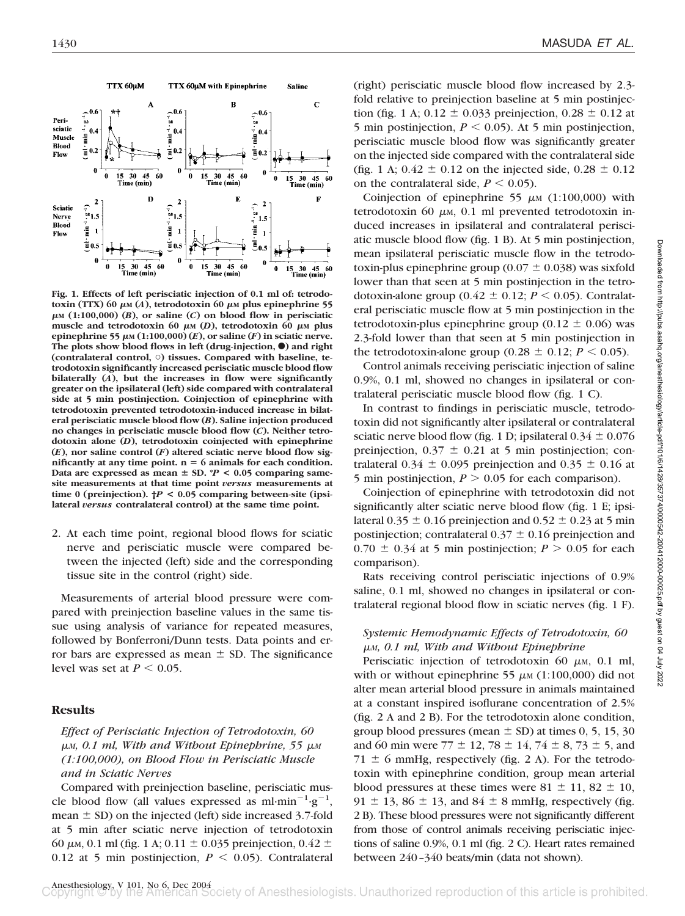Fig. 1. Effects of left perisciatic injection of 0.1 ml of: tetrodotoxin (TTX) 60 $\mu$M (*A*), tetrodotoxin 60 $\mu$M plus epinephrine 55 $\mu$M (1:100,000) (*B*), or saline (*C*) on blood flow in perisciatic muscle and tetrodotoxin 60 $\mu$M (*D*), tetrodotoxin 60 $\mu$M plus epinephrine 55 $\mu$M (1:100,000) (*E*), or saline (*F*) in sciatic nerve. The plots show blood flows in left (drug-injection, ●) and right (contralateral control, ○) tissues. Compared with baseline, tetrodotoxin significantly increased perisciatic muscle blood flow bilaterally (*A*), but the increases in flow were significantly greater on the ipsilateral (left) side compared with contralateral side at 5 min postinjection. Coinjection of epinephrine with tetrodotoxin prevented tetrodotoxin-induced increase in bilateral perisciatic muscle blood flow (*B*). Saline injection produced no changes in perisciatic muscle blood flow (*C*). Neither tetrodotoxin alone (*D*), tetrodotoxin coinjected with epinephrine (*E*), nor saline control (*F*) altered sciatic nerve blood flow significantly at any time point. n = 6 animals for each condition. Data are expressed as mean ± SD. *$P < 0.05$ comparing same-site measurements at that time point *versus* measurements at time 0 (preinjection). †$P < 0.05$ comparing between-site (ipsilateral *versus* contralateral control) at the same time point.

2. At each time point, regional blood flows for sciatic nerve and perisciatic muscle were compared between the injected (left) side and the corresponding tissue site in the control (right) side.

Measurements of arterial blood pressure were compared with preinjection baseline values in the same tissue using analysis of variance for repeated measures, followed by Bonferroni/Dunn tests. Data points and error bars are expressed as mean ± SD. The significance level was set at $P < 0.05$.

## Results

### *Effect of Perisciatic Injection of Tetrodotoxin, 60 $\mu$M, 0.1 ml, With and Without Epinephrine, 55 $\mu$M (1:100,000), on Blood Flow in Perisciatic Muscle and in Sciatic Nerves*

Compared with preinjection baseline, perisciatic muscle blood flow (all values expressed as $ml \cdot min^{-1} \cdot g^{-1}$, mean ± SD) on the injected (left) side increased 3.7-fold at 5 min after sciatic nerve injection of tetrodotoxin 60 $\mu$M, 0.1 ml (fig. 1 A; 0.11 ± 0.035 preinjection, 0.42 ± 0.12 at 5 min postinjection, $P < 0.05$). Contralateral (right) perisciatic muscle blood flow increased by 2.3-fold relative to preinjection baseline at 5 min postinjection (fig. 1 A; 0.12 ± 0.033 preinjection, 0.28 ± 0.12 at 5 min postinjection, $P < 0.05$). At 5 min postinjection, perisciatic muscle blood flow was significantly greater on the injected side compared with the contralateral side (fig. 1 A; 0.42 ± 0.12 on the injected side, 0.28 ± 0.12 on the contralateral side, $P < 0.05$).

Coinjection of epinephrine 55 $\mu$M (1:100,000) with tetrodotoxin 60 $\mu$M, 0.1 ml prevented tetrodotoxin induced increases in ipsilateral and contralateral perisciatic muscle blood flow (fig. 1 B). At 5 min postinjection, mean ipsilateral perisciatic muscle flow in the tetrodotoxin-plus epinephrine group (0.07 ± 0.038) was sixfold lower than that seen at 5 min postinjection in the tetrodotoxin-alone group (0.42 ± 0.12; $P < 0.05$). Contralateral perisciatic muscle flow at 5 min postinjection in the tetrodotoxin-plus epinephrine group (0.12 ± 0.06) was 2.3-fold lower than that seen at 5 min postinjection in the tetrodotoxin-alone group (0.28 ± 0.12; $P < 0.05$).

Control animals receiving perisciatic injection of saline 0.9%, 0.1 ml, showed no changes in ipsilateral or contralateral perisciatic muscle blood flow (fig. 1 C).

In contrast to findings in perisciatic muscle, tetrodotoxin did not significantly alter ipsilateral or contralateral sciatic nerve blood flow (fig. 1 D; ipsilateral 0.34 ± 0.076 preinjection, 0.37 ± 0.21 at 5 min postinjection; contralateral 0.34 ± 0.095 preinjection and 0.35 ± 0.16 at 5 min postinjection, $P > 0.05$ for each comparison).

Coinjection of epinephrine with tetrodotoxin did not significantly alter sciatic nerve blood flow (fig. 1 E; ipsilateral 0.35 ± 0.16 preinjection and 0.52 ± 0.23 at 5 min postinjection; contralateral 0.37 ± 0.16 preinjection and 0.70 ± 0.34 at 5 min postinjection; $P > 0.05$ for each comparison).

Rats receiving control perisciatic injections of 0.9% saline, 0.1 ml, showed no changes in ipsilateral or contralateral regional blood flow in sciatic nerves (fig. 1 F).

### *Systemic Hemodynamic Effects of Tetrodotoxin, 60 $\mu$M, 0.1 ml, With and Without Epinephrine*

Perisciatic injection of tetrodotoxin 60 $\mu$M, 0.1 ml, with or without epinephrine 55 $\mu$M (1:100,000) did not alter mean arterial blood pressure in animals maintained at a constant inspired isoflurane concentration of 2.5% (fig. 2 A and 2 B). For the tetrodotoxin alone condition, group blood pressures (mean ± SD) at times 0, 5, 15, 30 and 60 min were 77 ± 12, 78 ± 14, 74 ± 8, 73 ± 5, and 71 ± 6 mmHg, respectively (fig. 2 A). For the tetrodotoxin with epinephrine condition, group mean arterial blood pressures at these times were 81 ± 11, 82 ± 10, 91 ± 13, 86 ± 13, and 84 ± 8 mmHg, respectively (fig. 2 B). These blood pressures were not significantly different from those of control animals receiving perisciatic injections of saline 0.9%, 0.1 ml (fig. 2 C). Heart rates remained between 240–340 beats/min (data not shown).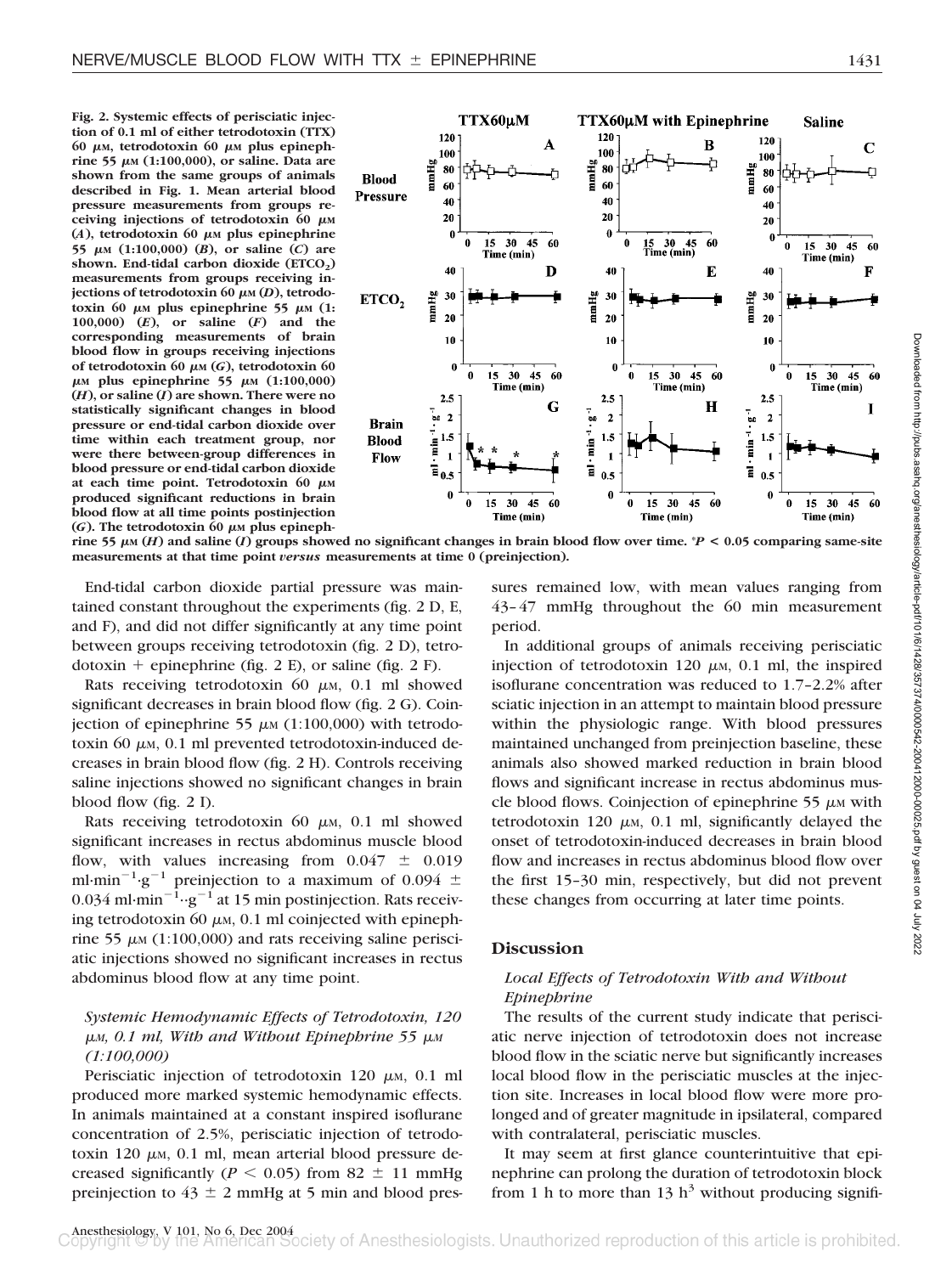**Fig. 2. Systemic effects of perisciatic injection of 0.1 ml of either tetrodotoxin (TTX) 60 μM, tetrodotoxin 60 μM plus epinephrine 55 μM (1:100,000), or saline. Data are shown from the same groups of animals described in Fig. 1. Mean arterial blood pressure measurements from groups receiving injections of tetrodotoxin 60 μM (*A*), tetrodotoxin 60 μM plus epinephrine 55 μM (1:100,000) (*B*), or saline (*C*) are shown. End-tidal carbon dioxide ($ETCO_2$) measurements from groups receiving injections of tetrodotoxin 60 μM (*D*), tetrodotoxin 60 μM plus epinephrine 55 μM (1:100,000) (*E*), or saline (*F*) and the corresponding measurements of brain blood flow in groups receiving injections of tetrodotoxin 60 μM (*G*), tetrodotoxin 60 μM plus epinephrine 55 μM (1:100,000) (*H*), or saline (*I*) are shown. There were no statistically significant changes in blood pressure or end-tidal carbon dioxide over time within each treatment group, nor were there between-group differences in blood pressure or end-tidal carbon dioxide at each time point. Tetrodotoxin 60 μM produced significant reductions in brain blood flow at all time points postinjection (*G*). The tetrodotoxin 60 μM plus epinephrine 55 μM (*H*) and saline (*I*) groups showed no significant changes in brain blood flow over time. **$^*P < 0.05$ comparing same-site measurements at that time point *versus* measurements at time 0 (preinjection).**

End-tidal carbon dioxide partial pressure was maintained constant throughout the experiments (fig. 2 D, E, and F), and did not differ significantly at any time point between groups receiving tetrodotoxin (fig. 2 D), tetrodotoxin + epinephrine (fig. 2 E), or saline (fig. 2 F).

Rats receiving tetrodotoxin 60 μM, 0.1 ml showed significant decreases in brain blood flow (fig. 2 G). Coinjection of epinephrine 55 μM (1:100,000) with tetrodotoxin 60 μM, 0.1 ml prevented tetrodotoxin-induced decreases in brain blood flow (fig. 2 H). Controls receiving saline injections showed no significant changes in brain blood flow (fig. 2 I).

Rats receiving tetrodotoxin 60 μM, 0.1 ml showed significant increases in rectus abdominus muscle blood flow, with values increasing from $0.047 \pm 0.019$ $ml \cdot min^{-1} \cdot g^{-1}$ preinjection to a maximum of $0.094 \pm 0.034$ $ml \cdot min^{-1} \cdot g^{-1}$ at 15 min postinjection. Rats receiving tetrodotoxin 60 μM, 0.1 ml coinjected with epinephrine 55 μM (1:100,000) and rats receiving saline perisciatic injections showed no significant increases in rectus abdominus blood flow at any time point.

### *Systemic Hemodynamic Effects of Tetrodotoxin, 120 μM, 0.1 ml, With and Without Epinephrine 55 μM (1:100,000)*

Perisciatic injection of tetrodotoxin 120 μM, 0.1 ml produced more marked systemic hemodynamic effects. In animals maintained at a constant inspired isoflurane concentration of 2.5%, perisciatic injection of tetrodotoxin 120 μM, 0.1 ml, mean arterial blood pressure decreased significantly ($P < 0.05$) from $82 \pm 11$ mmHg preinjection to $43 \pm 2$ mmHg at 5 min and blood pressures remained low, with mean values ranging from 43–47 mmHg throughout the 60 min measurement period.

In additional groups of animals receiving perisciatic injection of tetrodotoxin 120 μM, 0.1 ml, the inspired isoflurane concentration was reduced to 1.7–2.2% after sciatic injection in an attempt to maintain blood pressure within the physiologic range. With blood pressures maintained unchanged from preinjection baseline, these animals also showed marked reduction in brain blood flows and significant increase in rectus abdominus muscle blood flows. Coinjection of epinephrine 55 μM with tetrodotoxin 120 μM, 0.1 ml, significantly delayed the onset of tetrodotoxin-induced decreases in brain blood flow and increases in rectus abdominus blood flow over the first 15–30 min, respectively, but did not prevent these changes from occurring at later time points.

## Discussion

### *Local Effects of Tetrodotoxin With and Without Epinephrine*

The results of the current study indicate that perisciatic nerve injection of tetrodotoxin does not increase blood flow in the sciatic nerve but significantly increases local blood flow in the perisciatic muscles at the injection site. Increases in local blood flow were more prolonged and of greater magnitude in ipsilateral, compared with contralateral, perisciatic muscles.

It may seem at first glance counterintuitive that epinephrine can prolong the duration of tetrodotoxin block from 1 h to more than 13 h[3] without producing signifi-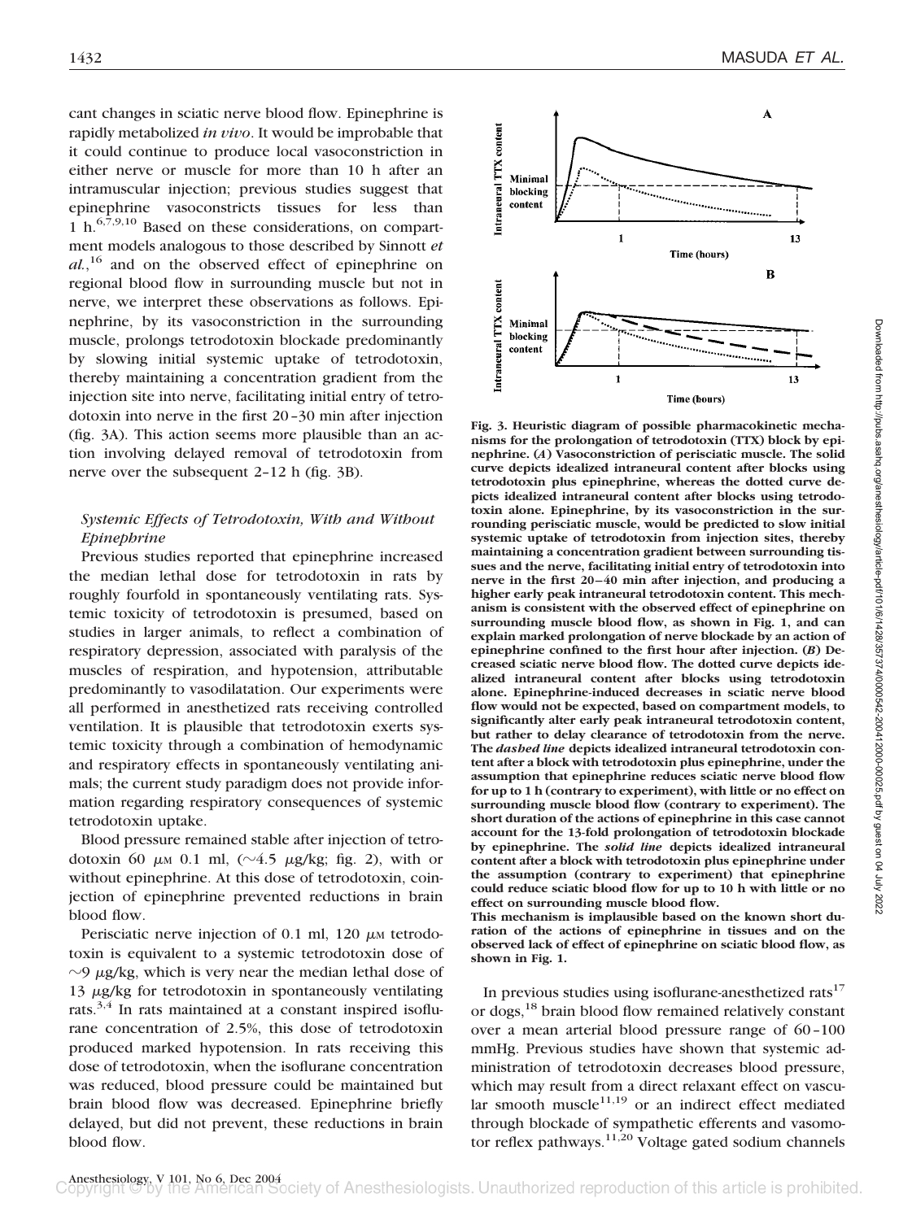cant changes in sciatic nerve blood flow. Epinephrine is rapidly metabolized *in vivo*. It would be improbable that it could continue to produce local vasoconstriction in either nerve or muscle for more than 10 h after an intramuscular injection; previous studies suggest that epinephrine vasoconstricts tissues for less than 1 h.[6,7,9,10] Based on these considerations, on compartment models analogous to those described by Sinnott *et al.*,[16] and on the observed effect of epinephrine on regional blood flow in surrounding muscle but not in nerve, we interpret these observations as follows. Epinephrine, by its vasoconstriction in the surrounding muscle, prolongs tetrodotoxin blockade predominantly by slowing initial systemic uptake of tetrodotoxin, thereby maintaining a concentration gradient from the injection site into nerve, facilitating initial entry of tetrodotoxin into nerve in the first 20–30 min after injection (fig. 3A). This action seems more plausible than an action involving delayed removal of tetrodotoxin from nerve over the subsequent 2–12 h (fig. 3B).

### *Systemic Effects of Tetrodotoxin, With and Without Epinephrine*

Previous studies reported that epinephrine increased the median lethal dose for tetrodotoxin in rats by roughly fourfold in spontaneously ventilating rats. Systemic toxicity of tetrodotoxin is presumed, based on studies in larger animals, to reflect a combination of respiratory depression, associated with paralysis of the muscles of respiration, and hypotension, attributable predominantly to vasodilatation. Our experiments were all performed in anesthetized rats receiving controlled ventilation. It is plausible that tetrodotoxin exerts systemic toxicity through a combination of hemodynamic and respiratory effects in spontaneously ventilating animals; the current study paradigm does not provide information regarding respiratory consequences of systemic tetrodotoxin uptake.

Blood pressure remained stable after injection of tetrodotoxin 60 $\mu$M 0.1 ml, ($\sim$4.5 $\mu$g/kg; fig. 2), with or without epinephrine. At this dose of tetrodotoxin, coinjection of epinephrine prevented reductions in brain blood flow.

Perisciatic nerve injection of 0.1 ml, 120 $\mu$M tetrodotoxin is equivalent to a systemic tetrodotoxin dose of $\sim$9 $\mu$g/kg, which is very near the median lethal dose of 13 $\mu$g/kg for tetrodotoxin in spontaneously ventilating rats.[3,4] In rats maintained at a constant inspired isoflurane concentration of 2.5%, this dose of tetrodotoxin produced marked hypotension. In rats receiving this dose of tetrodotoxin, when the isoflurane concentration was reduced, blood pressure could be maintained but brain blood flow was decreased. Epinephrine briefly delayed, but did not prevent, these reductions in brain blood flow.

**Fig. 3. Heuristic diagram of possible pharmacokinetic mechanisms for the prolongation of tetrodotoxin (TTX) block by epinephrine. (*A*) Vasoconstriction of perisciatic muscle. The solid curve depicts idealized intraneural content after blocks using tetrodotoxin plus epinephrine, whereas the dotted curve depicts idealized intraneural content after blocks using tetrodotoxin alone. Epinephrine, by its vasoconstriction in the surrounding perisciatic muscle, would be predicted to slow initial systemic uptake of tetrodotoxin from injection sites, thereby maintaining a concentration gradient between surrounding tissues and the nerve, facilitating initial entry of tetrodotoxin into nerve in the first 20–40 min after injection, and producing a higher early peak intraneural tetrodotoxin content. This mechanism is consistent with the observed effect of epinephrine on surrounding muscle blood flow, as shown in Fig. 1, and can explain marked prolongation of nerve blockade by an action of epinephrine confined to the first hour after injection. (*B*) Decreased sciatic nerve blood flow. The dotted curve depicts idealized intraneural content after blocks using tetrodotoxin alone. Epinephrine-induced decreases in sciatic nerve blood flow would not be expected, based on compartment models, to significantly alter early peak intraneural tetrodotoxin content, but rather to delay clearance of tetrodotoxin from the nerve. The *dashed line* depicts idealized intraneural tetrodotoxin content after a block with tetrodotoxin plus epinephrine, under the assumption that epinephrine reduces sciatic nerve blood flow for up to 1 h (contrary to experiment), with little or no effect on surrounding muscle blood flow (contrary to experiment). The short duration of the actions of epinephrine in this case cannot account for the 13-fold prolongation of tetrodotoxin blockade by epinephrine. The *solid line* depicts idealized intraneural content after a block with tetrodotoxin plus epinephrine under the assumption (contrary to experiment) that epinephrine could reduce sciatic blood flow for up to 10 h with little or no effect on surrounding muscle blood flow.**
**This mechanism is implausible based on the known short duration of the actions of epinephrine in tissues and on the observed lack of effect of epinephrine on sciatic blood flow, as shown in Fig. 1.**

In previous studies using isoflurane-anesthetized rats[17] or dogs,[18] brain blood flow remained relatively constant over a mean arterial blood pressure range of 60–100 mmHg. Previous studies have shown that systemic administration of tetrodotoxin decreases blood pressure, which may result from a direct relaxant effect on vascular smooth muscle[11,19] or an indirect effect mediated through blockade of sympathetic efferents and vasomotor reflex pathways.[11,20] Voltage gated sodium channels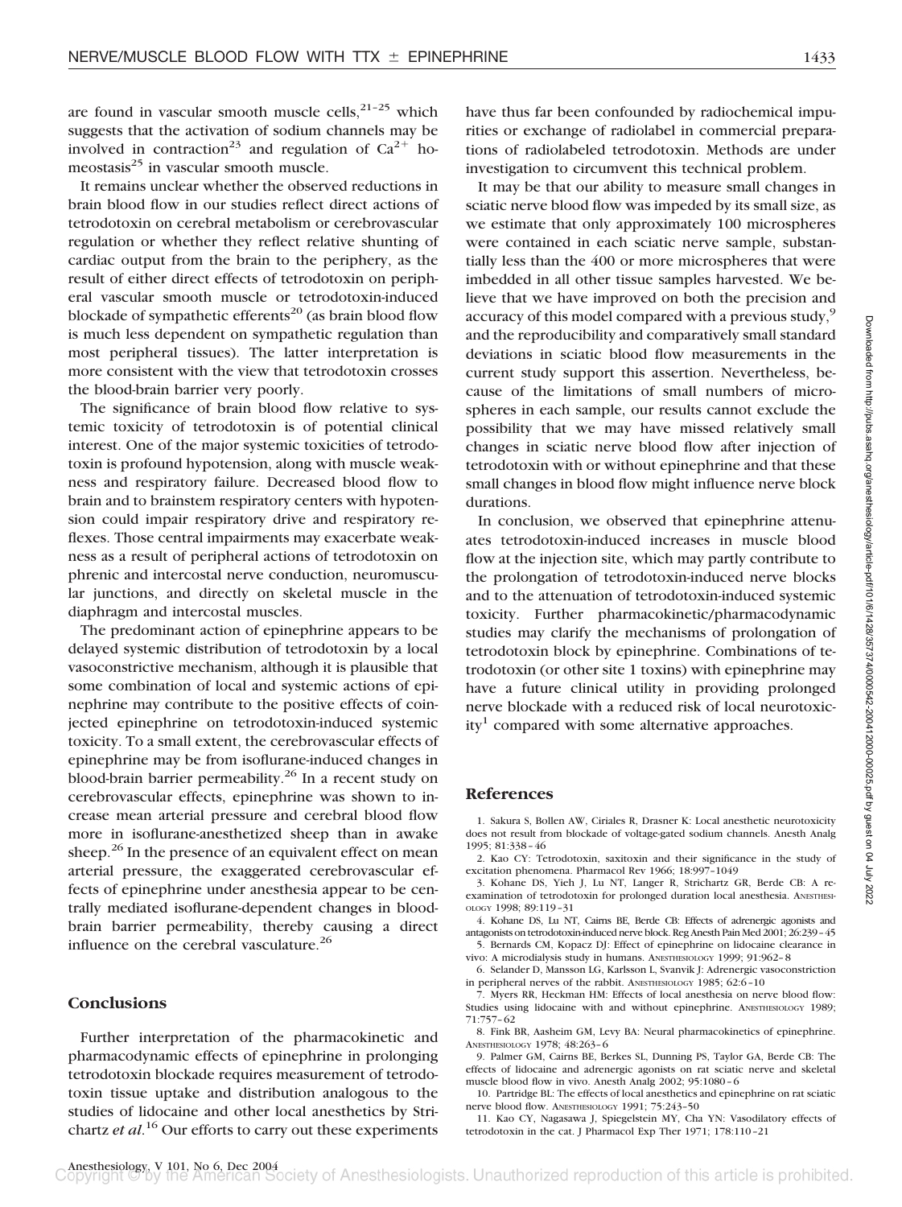are found in vascular smooth muscle cells,[21–25] which suggests that the activation of sodium channels may be involved in contraction[23] and regulation of $Ca^{2+}$ homeostasis[25] in vascular smooth muscle.

It remains unclear whether the observed reductions in brain blood flow in our studies reflect direct actions of tetrodotoxin on cerebral metabolism or cerebrovascular regulation or whether they reflect relative shunting of cardiac output from the brain to the periphery, as the result of either direct effects of tetrodotoxin on peripheral vascular smooth muscle or tetrodotoxin-induced blockade of sympathetic efferents[20] (as brain blood flow is much less dependent on sympathetic regulation than most peripheral tissues). The latter interpretation is more consistent with the view that tetrodotoxin crosses the blood-brain barrier very poorly.

The significance of brain blood flow relative to systemic toxicity of tetrodotoxin is of potential clinical interest. One of the major systemic toxicities of tetrodotoxin is profound hypotension, along with muscle weakness and respiratory failure. Decreased blood flow to brain and to brainstem respiratory centers with hypotension could impair respiratory drive and respiratory reflexes. Those central impairments may exacerbate weakness as a result of peripheral actions of tetrodotoxin on phrenic and intercostal nerve conduction, neuromuscular junctions, and directly on skeletal muscle in the diaphragm and intercostal muscles.

The predominant action of epinephrine appears to be delayed systemic distribution of tetrodotoxin by a local vasoconstrictive mechanism, although it is plausible that some combination of local and systemic actions of epinephrine may contribute to the positive effects of coinjected epinephrine on tetrodotoxin-induced systemic toxicity. To a small extent, the cerebrovascular effects of epinephrine may be from isoflurane-induced changes in blood-brain barrier permeability.[26] In a recent study on cerebrovascular effects, epinephrine was shown to increase mean arterial pressure and cerebral blood flow more in isoflurane-anesthetized sheep than in awake sheep.[26] In the presence of an equivalent effect on mean arterial pressure, the exaggerated cerebrovascular effects of epinephrine under anesthesia appear to be centrally mediated isoflurane-dependent changes in blood-brain barrier permeability, thereby causing a direct influence on the cerebral vasculature.[26]

## Conclusions

Further interpretation of the pharmacokinetic and pharmacodynamic effects of epinephrine in prolonging tetrodotoxin blockade requires measurement of tetrodotoxin tissue uptake and distribution analogous to the studies of lidocaine and other local anesthetics by Strichartz *et al.*[16] Our efforts to carry out these experiments have thus far been confounded by radiochemical impurities or exchange of radiolabel in commercial preparations of radiolabeled tetrodotoxin. Methods are under investigation to circumvent this technical problem.

It may be that our ability to measure small changes in sciatic nerve blood flow was impeded by its small size, as we estimate that only approximately 100 microspheres were contained in each sciatic nerve sample, substantially less than the 400 or more microspheres that were imbedded in all other tissue samples harvested. We believe that we have improved on both the precision and accuracy of this model compared with a previous study,[9] and the reproducibility and comparatively small standard deviations in sciatic blood flow measurements in the current study support this assertion. Nevertheless, because of the limitations of small numbers of microspheres in each sample, our results cannot exclude the possibility that we may have missed relatively small changes in sciatic nerve blood flow after injection of tetrodotoxin with or without epinephrine and that these small changes in blood flow might influence nerve block durations.

In conclusion, we observed that epinephrine attenuates tetrodotoxin-induced increases in muscle blood flow at the injection site, which may partly contribute to the prolongation of tetrodotoxin-induced nerve blocks and to the attenuation of tetrodotoxin-induced systemic toxicity. Further pharmacokinetic/pharmacodynamic studies may clarify the mechanisms of prolongation of tetrodotoxin block by epinephrine. Combinations of tetrodotoxin (or other site 1 toxins) with epinephrine may have a future clinical utility in providing prolonged nerve blockade with a reduced risk of local neurotoxicity[1] compared with some alternative approaches.

## References

1. Sakura S, Bollen AW, Ciriales R, Drasner K: Local anesthetic neurotoxicity does not result from blockade of voltage-gated sodium channels. Anesth Analg 1995; 81:338–46
2. Kao CY: Tetrodotoxin, saxitoxin and their significance in the study of excitation phenomena. Pharmacol Rev 1966; 18:997–1049
3. Kohane DS, Yieh J, Lu NT, Langer R, Strichartz GR, Berde CB: A re-examination of tetrodotoxin for prolonged duration local anesthesia. Anesthesiology 1998; 89:119–31
4. Kohane DS, Lu NT, Cairns BE, Berde CB: Effects of adrenergic agonists and antagonists on tetrodotoxin-induced nerve block. Reg Anesth Pain Med 2001; 26:239–45
5. Bernards CM, Kopacz DJ: Effect of epinephrine on lidocaine clearance in vivo: A microdialysis study in humans. Anesthesiology 1999; 91:962–8
6. Selander D, Mansson LG, Karlsson L, Svanvik J: Adrenergic vasoconstriction in peripheral nerves of the rabbit. Anesthesiology 1985; 62:6–10
7. Myers RR, Heckman HM: Effects of local anesthesia on nerve blood flow: Studies using lidocaine with and without epinephrine. Anesthesiology 1989; 71:757–62
8. Fink BR, Aasheim GM, Levy BA: Neural pharmacokinetics of epinephrine. Anesthesiology 1978; 48:263–6
9. Palmer GM, Cairns BE, Berkes SL, Dunning PS, Taylor GA, Berde CB: The effects of lidocaine and adrenergic agonists on rat sciatic nerve and skeletal muscle blood flow in vivo. Anesth Analg 2002; 95:1080–6
10. Partridge BL: The effects of local anesthetics and epinephrine on rat sciatic nerve blood flow. Anesthesiology 1991; 75:243–50
11. Kao CY, Nagasawa J, Spiegelstein MY, Cha YN: Vasodilatory effects of tetrodotoxin in the cat. J Pharmacol Exp Ther 1971; 178:110–21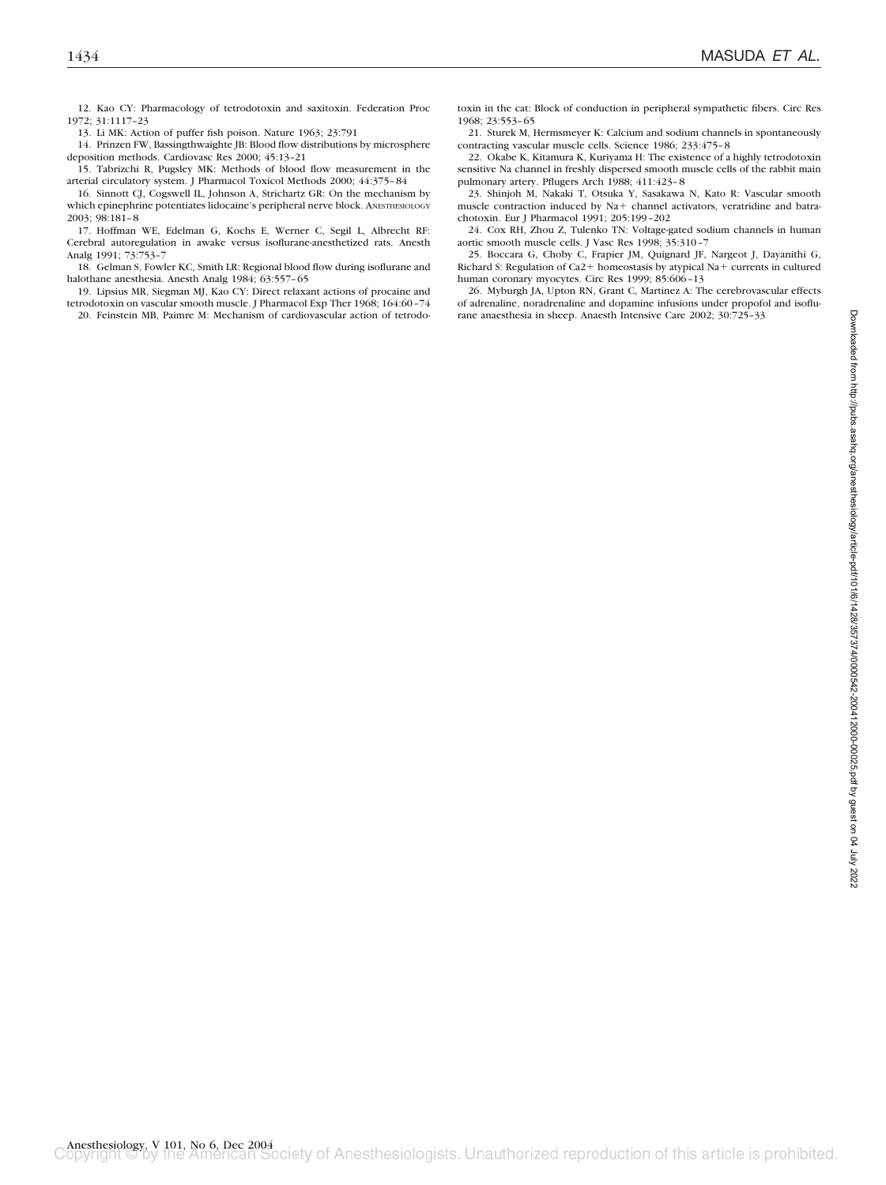12. Kao CY: Pharmacology of tetrodotoxin and saxitoxin. Federation Proc 1972; 31:1117–23

13. Li MK: Action of puffer fish poison. Nature 1963; 23:791

14. Prinzen FW, Bassingthwaighte JB: Blood flow distributions by microsphere deposition methods. Cardiovasc Res 2000; 45:13–21

15. Tabrizchi R, Pugsley MK: Methods of blood flow measurement in the arterial circulatory system. J Pharmacol Toxicol Methods 2000; 44:375–84

16. Sinnott CJ, Cogswell IL, Johnson A, Strichartz GR: On the mechanism by which epinephrine potentiates lidocaine's peripheral nerve block. ANESTHESIOLOGY 2003; 98:181–8

17. Hoffman WE, Edelman G, Kochs E, Werner C, Segil L, Albrecht RF: Cerebral autoregulation in awake versus isoflurane-anesthetized rats. Anesth Analg 1991; 73:753–7

18. Gelman S, Fowler KC, Smith LR: Regional blood flow during isoflurane and halothane anesthesia. Anesth Analg 1984; 63:557–65

19. Lipsius MR, Siegman MJ, Kao CY: Direct relaxant actions of procaine and tetrodotoxin on vascular smooth muscle. J Pharmacol Exp Ther 1968; 164:60–74

20. Feinstein MB, Paimre M: Mechanism of cardiovascular action of tetrodotoxin in the cat: Block of conduction in peripheral sympathetic fibers. Circ Res 1968; 23:553–65

21. Sturek M, Hermsmeyer K: Calcium and sodium channels in spontaneously contracting vascular muscle cells. Science 1986; 233:475–8

22. Okabe K, Kitamura K, Kuriyama H: The existence of a highly tetrodotoxin sensitive Na channel in freshly dispersed smooth muscle cells of the rabbit main pulmonary artery. Pflugers Arch 1988; 411:423–8

23. Shinjoh M, Nakaki T, Otsuka Y, Sasakawa N, Kato R: Vascular smooth muscle contraction induced by $Na^+$ channel activators, veratridine and batrachotoxin. Eur J Pharmacol 1991; 205:199–202

24. Cox RH, Zhou Z, Tulenko TN: Voltage-gated sodium channels in human aortic smooth muscle cells. J Vasc Res 1998; 35:310–7

25. Boccara G, Choby C, Frapier JM, Quignard JF, Nargeot J, Dayanithi G, Richard S: Regulation of $Ca^{2+}$ homeostasis by atypical $Na^+$ currents in cultured human coronary myocytes. Circ Res 1999; 85:606–13

26. Myburgh JA, Upton RN, Grant C, Martinez A: The cerebrovascular effects of adrenaline, noradrenaline and dopamine infusions under propofol and isoflurane anaesthesia in sheep. Anaesth Intensive Care 2002; 30:725–33